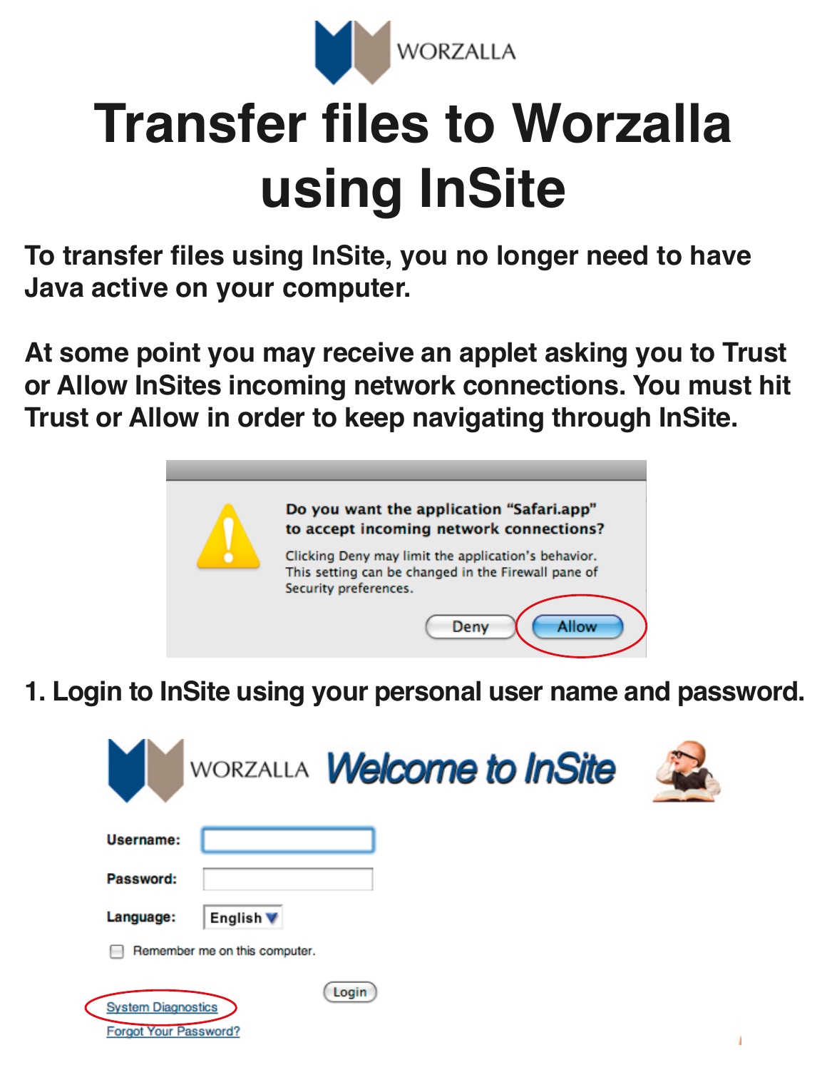# Transfer files to Worzalla using InSite

**To transfer files using InSite, you no longer need to have Java active on your computer.**

**At some point you may receive an applet asking you to Trust or Allow InSites incoming network connections. You must hit Trust or Allow in order to keep navigating through InSite.**

**Do you want the application "Safari.app" to accept incoming network connections?**

Clicking Deny may limit the application's behavior. This setting can be changed in the Firewall pane of Security preferences.

Deny | Allow

**1. Login to InSite using your personal user name and password.**

WORZALLA *Welcome to InSite*

**Username:**

**Password:**

**Language:** English

Remember me on this computer.

Login

System Diagnostics

Forgot Your Password?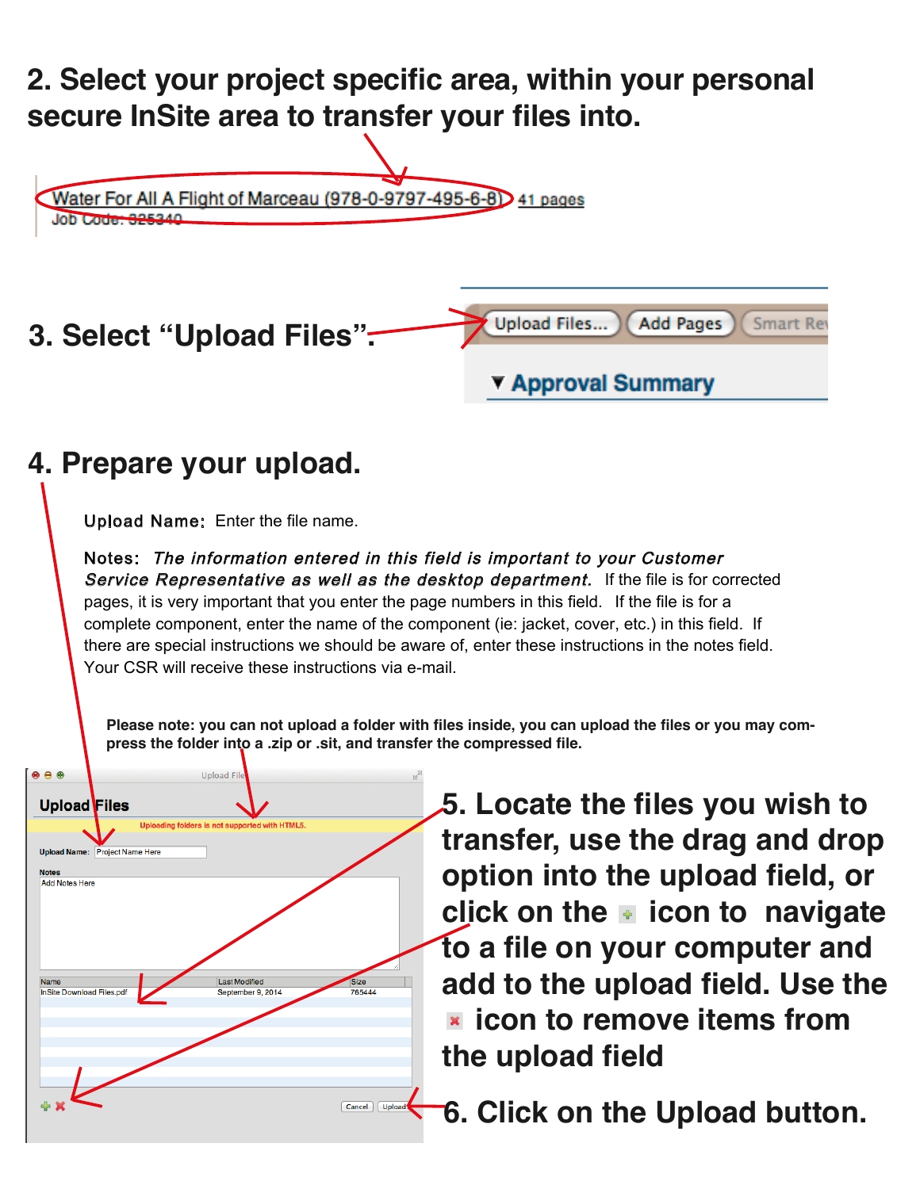## 2. Select your project specific area, within your personal secure InSite area to transfer your files into.

Water For All A Flight of Marceau (978-0-9797-495-6-8) 41 pages
Job Code: 325340

## 3. Select "Upload Files".

Upload Files... Add Pages Smart Rev

▼ Approval Summary

## 4. Prepare your upload.

**Upload Name:** Enter the file name.

**Notes:** ***The information entered in this field is important to your Customer Service Representative as well as the desktop department.*** If the file is for corrected pages, it is very important that you enter the page numbers in this field. If the file is for a complete component, enter the name of the component (ie: jacket, cover, etc.) in this field. If there are special instructions we should be aware of, enter these instructions in the notes field. Your CSR will receive these instructions via e-mail.

**Please note: you can not upload a folder with files inside, you can upload the files or you may compress the folder into a .zip or .sit, and transfer the compressed file.**

Upload Files

Uploading folders is not supported with HTML5.

Upload Name: Project Name Here

Notes
Add Notes Here

| Name | Last Modified | Size |
|---|---|---|
| InSite Download Files.pdf | September 9, 2014 | 765444 |

Cancel Upload

## 5. Locate the files you wish to transfer, use the drag and drop option into the upload field, or click on the icon to navigate to a file on your computer and add to the upload field. Use the icon to remove items from the upload field

## 6. Click on the Upload button.